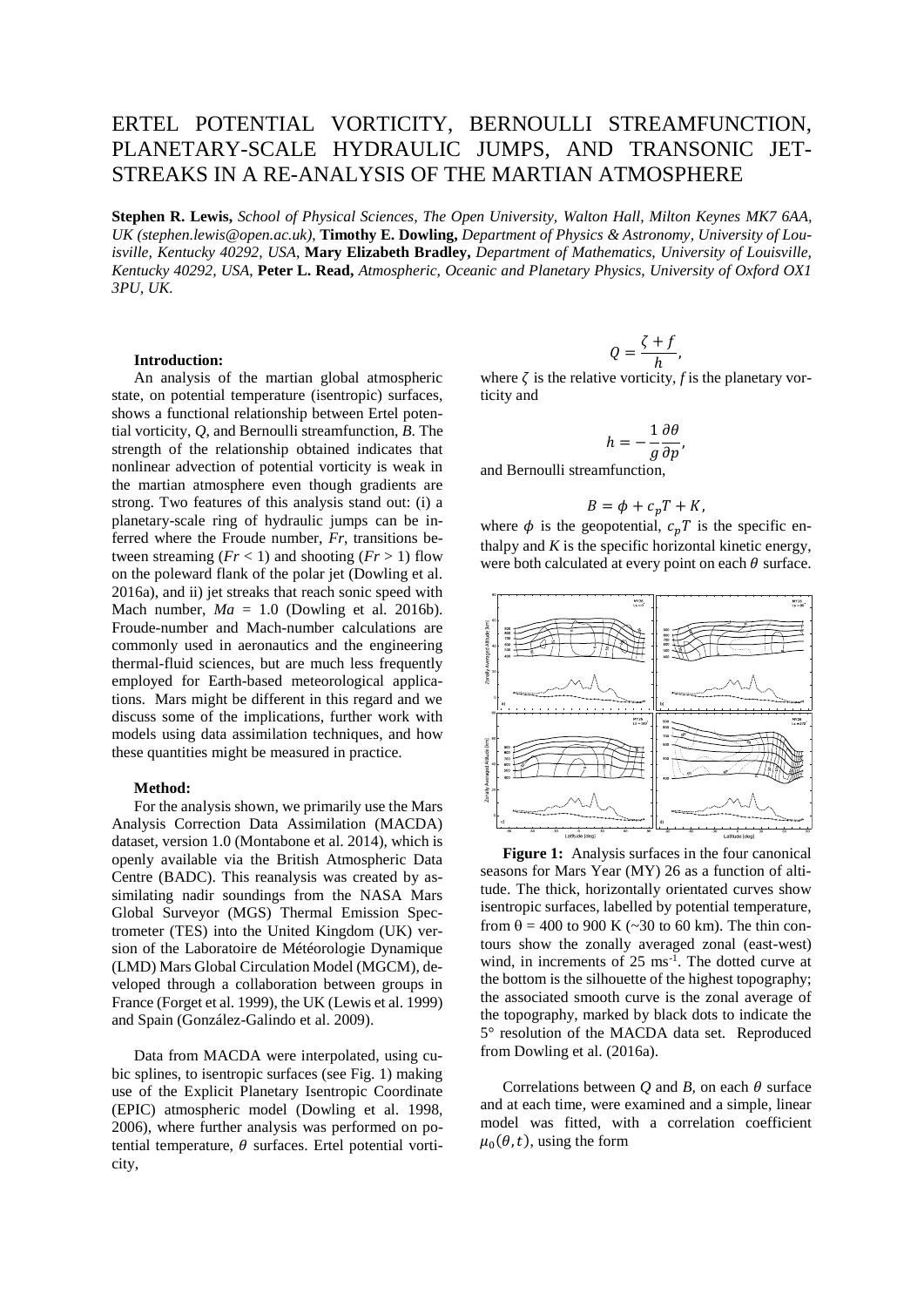# ERTEL POTENTIAL VORTICITY, BERNOULLI STREAMFUNCTION, PLANETARY-SCALE HYDRAULIC JUMPS, AND TRANSONIC JET-STREAKS IN A RE-ANALYSIS OF THE MARTIAN ATMOSPHERE

**Stephen R. Lewis,** *School of Physical Sciences, The Open University, Walton Hall, Milton Keynes MK7 6AA, UK (stephen.lewis@open.ac.uk),* **Timothy E. Dowling,** *Department of Physics & Astronomy, University of Louisville, Kentucky 40292, USA,* **Mary Elizabeth Bradley,** *Department of Mathematics, University of Louisville, Kentucky 40292, USA,* **Peter L. Read,** *Atmospheric, Oceanic and Planetary Physics, University of Oxford OX1 3PU, UK.*

**Introduction:**

An analysis of the martian global atmospheric state, on potential temperature (isentropic) surfaces, shows a functional relationship between Ertel potential vorticity, *Q*, and Bernoulli streamfunction, *B*. The strength of the relationship obtained indicates that nonlinear advection of potential vorticity is weak in the martian atmosphere even though gradients are strong. Two features of this analysis stand out: (i) a planetary-scale ring of hydraulic jumps can be inferred where the Froude number, *Fr*, transitions between streaming (*Fr* < 1) and shooting (*Fr* > 1) flow on the poleward flank of the polar jet (Dowling et al. 2016a), and ii) jet streaks that reach sonic speed with Mach number, *Ma* = 1.0 (Dowling et al. 2016b). Froude-number and Mach-number calculations are commonly used in aeronautics and the engineering thermal-fluid sciences, but are much less frequently employed for Earth-based meteorological applications. Mars might be different in this regard and we discuss some of the implications, further work with models using data assimilation techniques, and how these quantities might be measured in practice.

**Method:**

For the analysis shown, we primarily use the Mars Analysis Correction Data Assimilation (MACDA) dataset, version 1.0 (Montabone et al. 2014), which is openly available via the British Atmospheric Data Centre (BADC). This reanalysis was created by assimilating nadir soundings from the NASA Mars Global Surveyor (MGS) Thermal Emission Spectrometer (TES) into the United Kingdom (UK) version of the Laboratoire de Météorologie Dynamique (LMD) Mars Global Circulation Model (MGCM), developed through a collaboration between groups in France (Forget et al. 1999), the UK (Lewis et al. 1999) and Spain (González-Galindo et al. 2009).

Data from MACDA were interpolated, using cubic splines, to isentropic surfaces (see Fig. 1) making use of the Explicit Planetary Isentropic Coordinate (EPIC) atmospheric model (Dowling et al. 1998, 2006), where further analysis was performed on potential temperature, $\theta$ surfaces. Ertel potential vorticity,

$$Q = \frac{\zeta + f}{h},$$

where $\zeta$ is the relative vorticity, *f* is the planetary vorticity and

$$h = -\frac{1}{g}\frac{\partial\theta}{\partial p},$$

and Bernoulli streamfunction,

$$B = \phi + c_p T + K,$$

where $\phi$ is the geopotential, $c_p T$ is the specific enthalpy and *K* is the specific horizontal kinetic energy, were both calculated at every point on each $\theta$ surface.

**Figure 1:** Analysis surfaces in the four canonical seasons for Mars Year (MY) 26 as a function of altitude. The thick, horizontally orientated curves show isentropic surfaces, labelled by potential temperature, from θ = 400 to 900 K (~30 to 60 km). The thin contours show the zonally averaged zonal (east-west) wind, in increments of 25 ms$^{-1}$. The dotted curve at the bottom is the silhouette of the highest topography; the associated smooth curve is the zonal average of the topography, marked by black dots to indicate the 5° resolution of the MACDA data set. Reproduced from Dowling et al. (2016a).

Correlations between *Q* and *B*, on each $\theta$ surface and at each time, were examined and a simple, linear model was fitted, with a correlation coefficient $\mu_0(\theta, t)$, using the form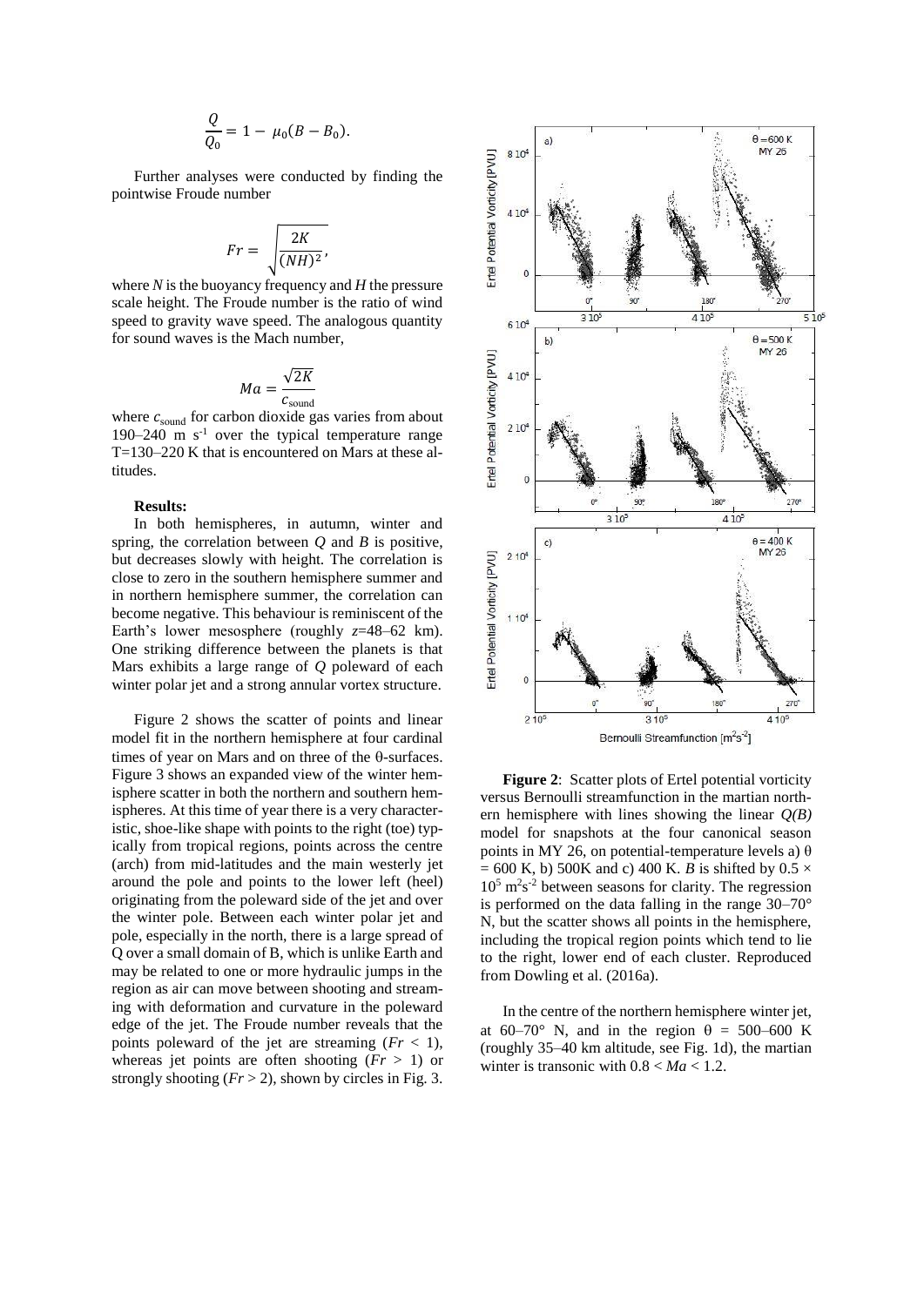$$\frac{Q}{Q_0} = 1 - \mu_0(B - B_0).$$

Further analyses were conducted by finding the pointwise Froude number

$$Fr = \sqrt{\frac{2K}{(NH)^2}},$$

where $N$ is the buoyancy frequency and $H$ the pressure scale height. The Froude number is the ratio of wind speed to gravity wave speed. The analogous quantity for sound waves is the Mach number,

$$Ma = \frac{\sqrt{2K}}{c_{\text{sound}}}$$

where $c_{\text{sound}}$ for carbon dioxide gas varies from about 190–240 m s$^{-1}$ over the typical temperature range T=130–220 K that is encountered on Mars at these altitudes.

**Results:**

In both hemispheres, in autumn, winter and spring, the correlation between $Q$ and $B$ is positive, but decreases slowly with height. The correlation is close to zero in the southern hemisphere summer and in northern hemisphere summer, the correlation can become negative. This behaviour is reminiscent of the Earth's lower mesosphere (roughly $z$=48–62 km). One striking difference between the planets is that Mars exhibits a large range of $Q$ poleward of each winter polar jet and a strong annular vortex structure.

Figure 2 shows the scatter of points and linear model fit in the northern hemisphere at four cardinal times of year on Mars and on three of the θ-surfaces. Figure 3 shows an expanded view of the winter hemisphere scatter in both the northern and southern hemispheres. At this time of year there is a very characteristic, shoe-like shape with points to the right (toe) typically from tropical regions, points across the centre (arch) from mid-latitudes and the main westerly jet around the pole and points to the lower left (heel) originating from the poleward side of the jet and over the winter pole. Between each winter polar jet and pole, especially in the north, there is a large spread of Q over a small domain of B, which is unlike Earth and may be related to one or more hydraulic jumps in the region as air can move between shooting and streaming with deformation and curvature in the poleward edge of the jet. The Froude number reveals that the points poleward of the jet are streaming ($Fr$ < 1), whereas jet points are often shooting ($Fr$ > 1) or strongly shooting ($Fr$ > 2), shown by circles in Fig. 3.

**Figure 2**: Scatter plots of Ertel potential vorticity versus Bernoulli streamfunction in the martian northern hemisphere with lines showing the linear $Q(B)$ model for snapshots at the four canonical season points in MY 26, on potential-temperature levels a) θ = 600 K, b) 500K and c) 400 K. $B$ is shifted by $0.5 \times 10^5$ m$^2$s$^{-2}$ between seasons for clarity. The regression is performed on the data falling in the range 30–70° N, but the scatter shows all points in the hemisphere, including the tropical region points which tend to lie to the right, lower end of each cluster. Reproduced from Dowling et al. (2016a).

In the centre of the northern hemisphere winter jet, at 60–70° N, and in the region θ = 500–600 K (roughly 35–40 km altitude, see Fig. 1d), the martian winter is transonic with $0.8 < Ma < 1.2$.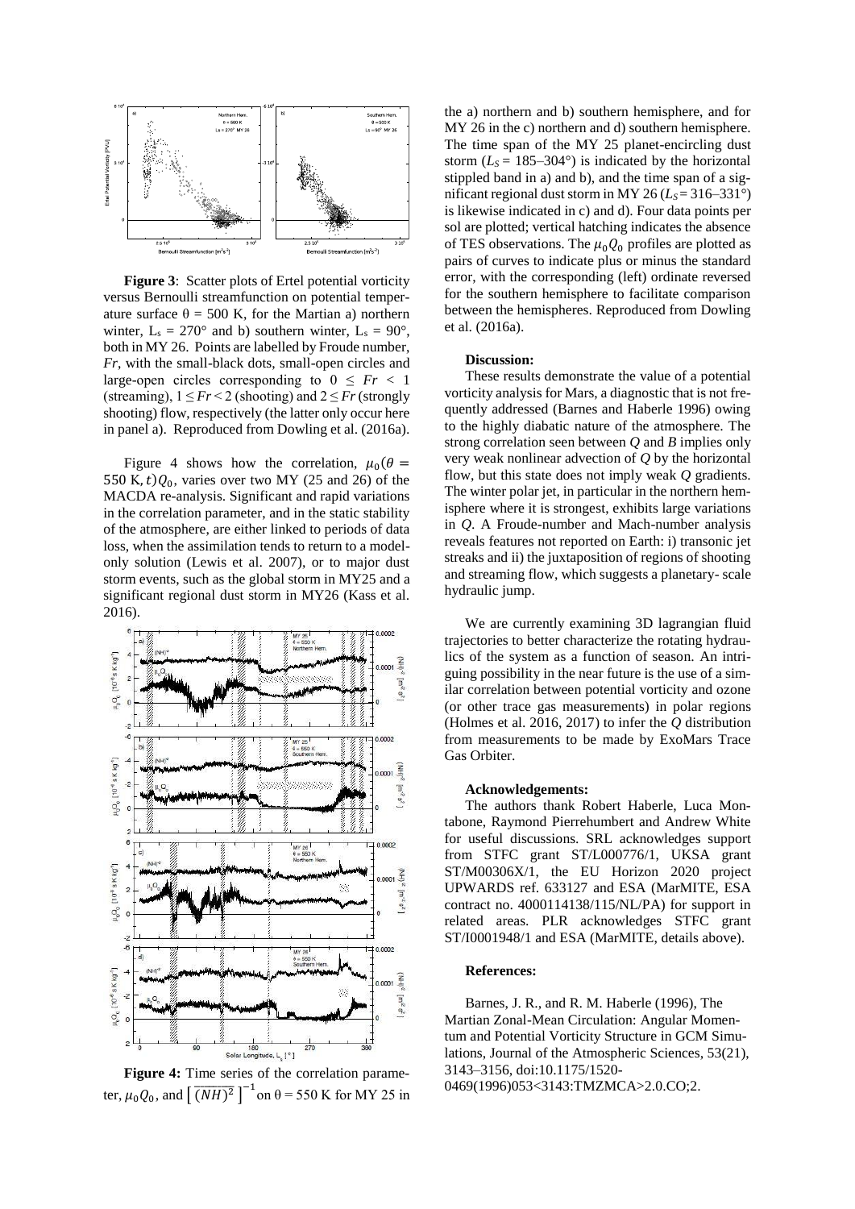**Figure 3**: Scatter plots of Ertel potential vorticity versus Bernoulli streamfunction on potential temperature surface $\theta = 500$ K, for the Martian a) northern winter, $L_s = 270°$ and b) southern winter, $L_s = 90°$, both in MY 26. Points are labelled by Froude number, *Fr*, with the small-black dots, small-open circles and large-open circles corresponding to $0 \leq Fr < 1$ (streaming), $1 \leq Fr < 2$ (shooting) and $2 \leq Fr$ (strongly shooting) flow, respectively (the latter only occur here in panel a). Reproduced from Dowling et al. (2016a).

Figure 4 shows how the correlation, $\mu_0(\theta = 550\ \mathrm{K}, t)Q_0$, varies over two MY (25 and 26) of the MACDA re-analysis. Significant and rapid variations in the correlation parameter, and in the static stability of the atmosphere, are either linked to periods of data loss, when the assimilation tends to return to a model-only solution (Lewis et al. 2007), or to major dust storm events, such as the global storm in MY25 and a significant regional dust storm in MY26 (Kass et al. 2016).

**Figure 4:** Time series of the correlation parameter, $\mu_0 Q_0$, and $\left[\overline{(NH)^2}\right]^{-1}$ on θ = 550 K for MY 25 in the a) northern and b) southern hemisphere, and for MY 26 in the c) northern and d) southern hemisphere. The time span of the MY 25 planet-encircling dust storm ($L_S = 185$–$304°$) is indicated by the horizontal stippled band in a) and b), and the time span of a significant regional dust storm in MY 26 ($L_S = 316$–$331°$) is likewise indicated in c) and d). Four data points per sol are plotted; vertical hatching indicates the absence of TES observations. The $\mu_0 Q_0$ profiles are plotted as pairs of curves to indicate plus or minus the standard error, with the corresponding (left) ordinate reversed for the southern hemisphere to facilitate comparison between the hemispheres. Reproduced from Dowling et al. (2016a).

**Discussion:**

These results demonstrate the value of a potential vorticity analysis for Mars, a diagnostic that is not frequently addressed (Barnes and Haberle 1996) owing to the highly diabatic nature of the atmosphere. The strong correlation seen between *Q* and *B* implies only very weak nonlinear advection of *Q* by the horizontal flow, but this state does not imply weak *Q* gradients. The winter polar jet, in particular in the northern hemisphere where it is strongest, exhibits large variations in *Q*. A Froude-number and Mach-number analysis reveals features not reported on Earth: i) transonic jet streaks and ii) the juxtaposition of regions of shooting and streaming flow, which suggests a planetary- scale hydraulic jump.

We are currently examining 3D lagrangian fluid trajectories to better characterize the rotating hydraulics of the system as a function of season. An intriguing possibility in the near future is the use of a similar correlation between potential vorticity and ozone (or other trace gas measurements) in polar regions (Holmes et al. 2016, 2017) to infer the *Q* distribution from measurements to be made by ExoMars Trace Gas Orbiter.

**Acknowledgements:**

The authors thank Robert Haberle, Luca Montabone, Raymond Pierrehumbert and Andrew White for useful discussions. SRL acknowledges support from STFC grant ST/L000776/1, UKSA grant ST/M00306X/1, the EU Horizon 2020 project UPWARDS ref. 633127 and ESA (MarMITE, ESA contract no. 4000114138/115/NL/PA) for support in related areas. PLR acknowledges STFC grant ST/I0001948/1 and ESA (MarMITE, details above).

**References:**

Barnes, J. R., and R. M. Haberle (1996), The Martian Zonal-Mean Circulation: Angular Momentum and Potential Vorticity Structure in GCM Simulations, Journal of the Atmospheric Sciences, 53(21), 3143–3156, doi:10.1175/1520-0469(1996)053<3143:TMZMCA>2.0.CO;2.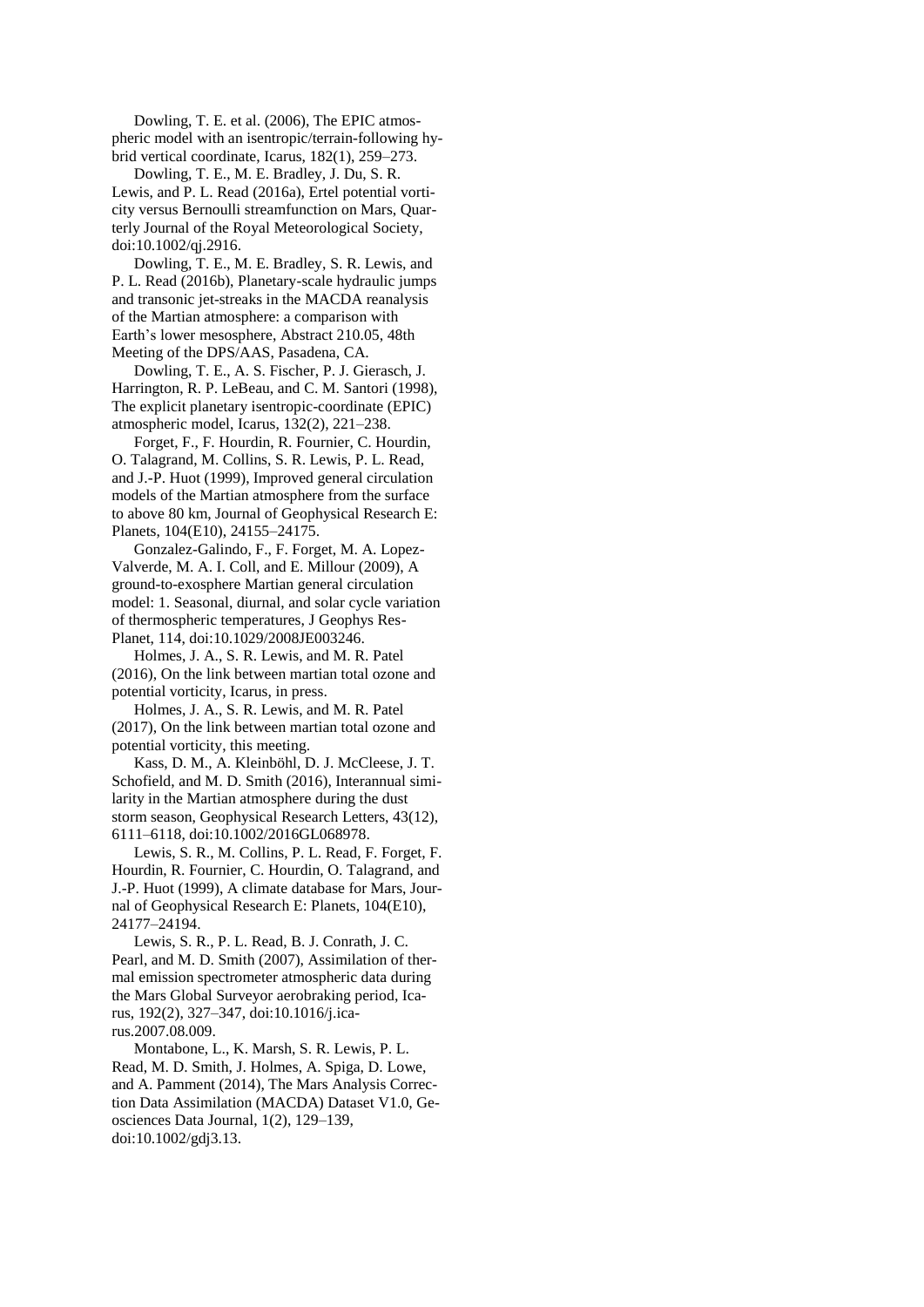Dowling, T. E. et al. (2006), The EPIC atmospheric model with an isentropic/terrain-following hybrid vertical coordinate, Icarus, 182(1), 259–273.

Dowling, T. E., M. E. Bradley, J. Du, S. R. Lewis, and P. L. Read (2016a), Ertel potential vorticity versus Bernoulli streamfunction on Mars, Quarterly Journal of the Royal Meteorological Society, doi:10.1002/qj.2916.

Dowling, T. E., M. E. Bradley, S. R. Lewis, and P. L. Read (2016b), Planetary-scale hydraulic jumps and transonic jet-streaks in the MACDA reanalysis of the Martian atmosphere: a comparison with Earth's lower mesosphere, Abstract 210.05, 48th Meeting of the DPS/AAS, Pasadena, CA.

Dowling, T. E., A. S. Fischer, P. J. Gierasch, J. Harrington, R. P. LeBeau, and C. M. Santori (1998), The explicit planetary isentropic-coordinate (EPIC) atmospheric model, Icarus, 132(2), 221–238.

Forget, F., F. Hourdin, R. Fournier, C. Hourdin, O. Talagrand, M. Collins, S. R. Lewis, P. L. Read, and J.-P. Huot (1999), Improved general circulation models of the Martian atmosphere from the surface to above 80 km, Journal of Geophysical Research E: Planets, 104(E10), 24155–24175.

Gonzalez-Galindo, F., F. Forget, M. A. Lopez-Valverde, M. A. I. Coll, and E. Millour (2009), A ground-to-exosphere Martian general circulation model: 1. Seasonal, diurnal, and solar cycle variation of thermospheric temperatures, J Geophys Res-Planet, 114, doi:10.1029/2008JE003246.

Holmes, J. A., S. R. Lewis, and M. R. Patel (2016), On the link between martian total ozone and potential vorticity, Icarus, in press.

Holmes, J. A., S. R. Lewis, and M. R. Patel (2017), On the link between martian total ozone and potential vorticity, this meeting.

Kass, D. M., A. Kleinböhl, D. J. McCleese, J. T. Schofield, and M. D. Smith (2016), Interannual similarity in the Martian atmosphere during the dust storm season, Geophysical Research Letters, 43(12), 6111–6118, doi:10.1002/2016GL068978.

Lewis, S. R., M. Collins, P. L. Read, F. Forget, F. Hourdin, R. Fournier, C. Hourdin, O. Talagrand, and J.-P. Huot (1999), A climate database for Mars, Journal of Geophysical Research E: Planets, 104(E10), 24177–24194.

Lewis, S. R., P. L. Read, B. J. Conrath, J. C. Pearl, and M. D. Smith (2007), Assimilation of thermal emission spectrometer atmospheric data during the Mars Global Surveyor aerobraking period, Icarus, 192(2), 327–347, doi:10.1016/j.icarus.2007.08.009.

Montabone, L., K. Marsh, S. R. Lewis, P. L. Read, M. D. Smith, J. Holmes, A. Spiga, D. Lowe, and A. Pamment (2014), The Mars Analysis Correction Data Assimilation (MACDA) Dataset V1.0, Geosciences Data Journal, 1(2), 129–139, doi:10.1002/gdj3.13.